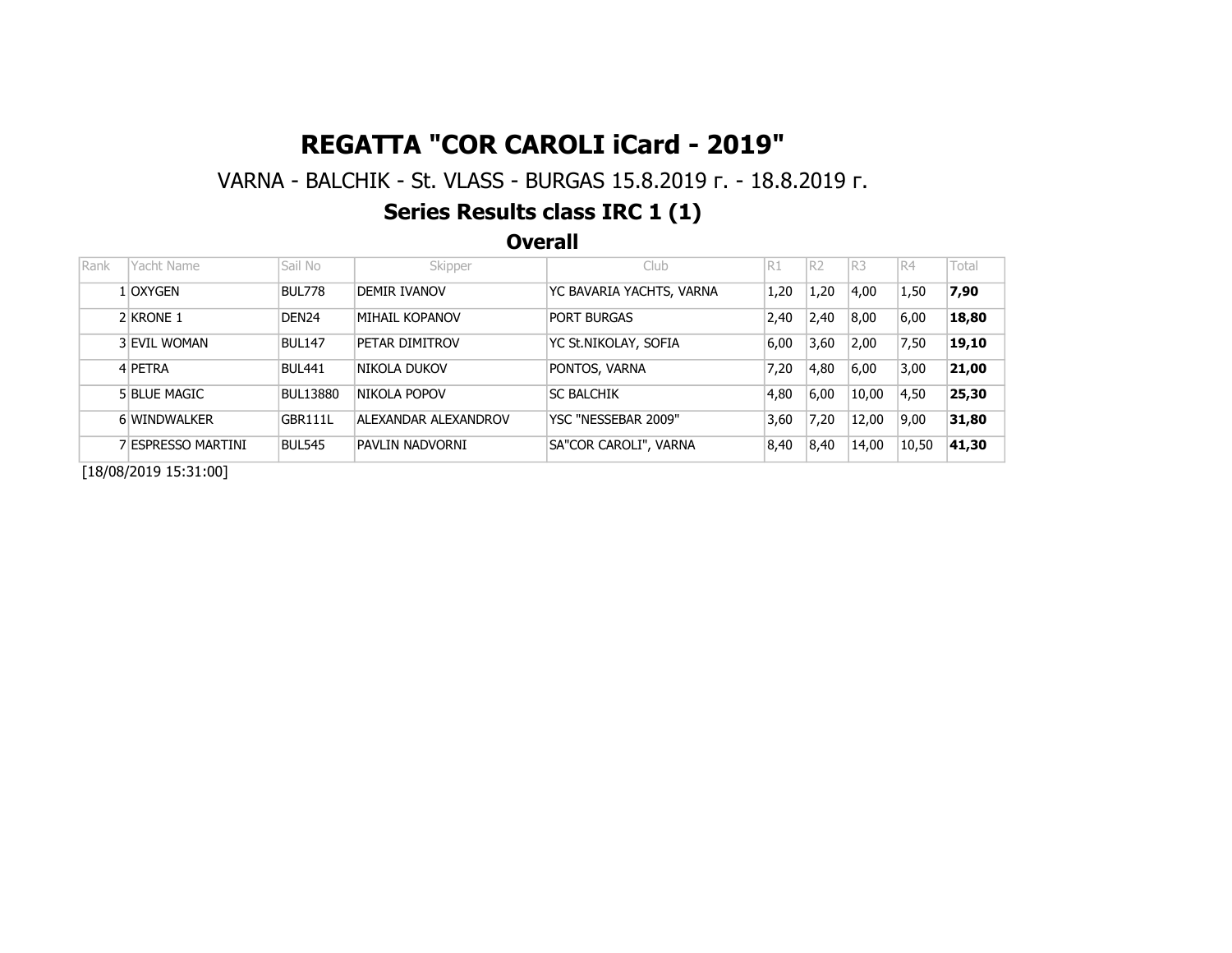# REGATTA "COR CAROLI iCard - 2019"

VARNA - BALCHIK - St. VLASS - BURGAS 15.8.2019 г. - 18.8.2019 г.

## Series Results class IRC 1 (1)

### Overall

| Rank | Yacht Name | Sail No | Skipper | Club | R1 | R2 | R3 | R4 | Total |
|---|---|---|---|---|---|---|---|---|---|
| 1 | OXYGEN | BUL778 | DEMIR IVANOV | YC BAVARIA YACHTS, VARNA | 1,20 | 1,20 | 4,00 | 1,50 | **7,90** |
| 2 | KRONE 1 | DEN24 | MIHAIL KOPANOV | PORT BURGAS | 2,40 | 2,40 | 8,00 | 6,00 | **18,80** |
| 3 | EVIL WOMAN | BUL147 | PETAR DIMITROV | YC St.NIKOLAY, SOFIA | 6,00 | 3,60 | 2,00 | 7,50 | **19,10** |
| 4 | PETRA | BUL441 | NIKOLA DUKOV | PONTOS, VARNA | 7,20 | 4,80 | 6,00 | 3,00 | **21,00** |
| 5 | BLUE MAGIC | BUL13880 | NIKOLA POPOV | SC BALCHIK | 4,80 | 6,00 | 10,00 | 4,50 | **25,30** |
| 6 | WINDWALKER | GBR111L | ALEXANDAR ALEXANDROV | YSC "NESSEBAR 2009" | 3,60 | 7,20 | 12,00 | 9,00 | **31,80** |
| 7 | ESPRESSO MARTINI | BUL545 | PAVLIN NADVORNI | SA"COR CAROLI", VARNA | 8,40 | 8,40 | 14,00 | 10,50 | **41,30** |

[18/08/2019 15:31:00]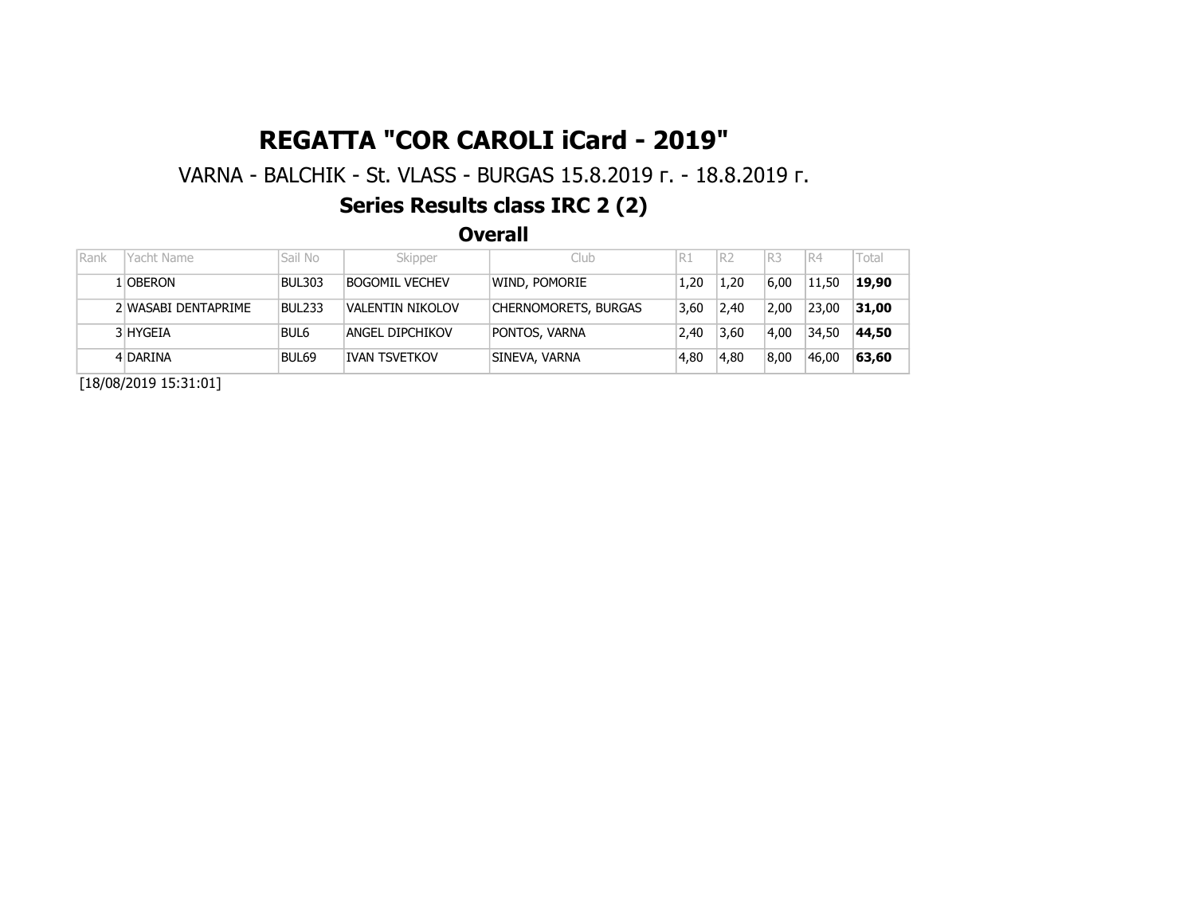# REGATTA "COR CAROLI iCard - 2019"

VARNA - BALCHIK - St. VLASS - BURGAS 15.8.2019 г. - 18.8.2019 г.

## Series Results class IRC 2 (2)

### Overall

| Rank | Yacht Name | Sail No | Skipper | Club | R1 | R2 | R3 | R4 | Total |
|---|---|---|---|---|---|---|---|---|---|
| 1 | OBERON | BUL303 | BOGOMIL VECHEV | WIND, POMORIE | 1,20 | 1,20 | 6,00 | 11,50 | **19,90** |
| 2 | WASABI DENTAPRIME | BUL233 | VALENTIN NIKOLOV | CHERNOMORETS, BURGAS | 3,60 | 2,40 | 2,00 | 23,00 | **31,00** |
| 3 | HYGEIA | BUL6 | ANGEL DIPCHIKOV | PONTOS, VARNA | 2,40 | 3,60 | 4,00 | 34,50 | **44,50** |
| 4 | DARINA | BUL69 | IVAN TSVETKOV | SINEVA, VARNA | 4,80 | 4,80 | 8,00 | 46,00 | **63,60** |

[18/08/2019 15:31:01]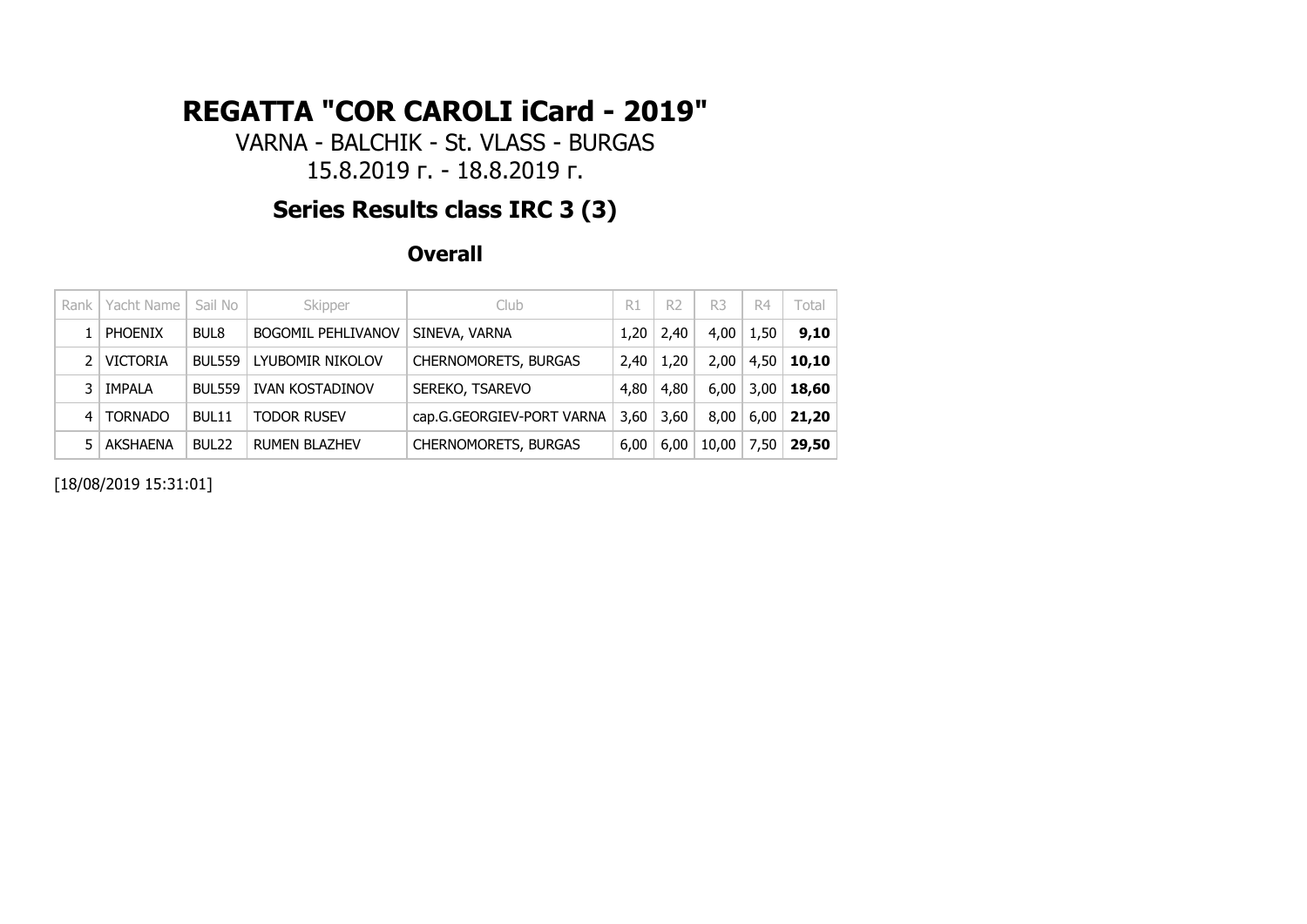# REGATTA "COR CAROLI iCard - 2019"

VARNA - BALCHIK - St. VLASS - BURGAS

15.8.2019 г. - 18.8.2019 г.

## Series Results class IRC 3 (3)

### Overall

| Rank | Yacht Name | Sail No | Skipper | Club | R1 | R2 | R3 | R4 | Total |
|---|---|---|---|---|---|---|---|---|---|
| 1 | PHOENIX | BUL8 | BOGOMIL PEHLIVANOV | SINEVA, VARNA | 1,20 | 2,40 | 4,00 | 1,50 | **9,10** |
| 2 | VICTORIA | BUL559 | LYUBOMIR NIKOLOV | CHERNOMORETS, BURGAS | 2,40 | 1,20 | 2,00 | 4,50 | **10,10** |
| 3 | IMPALA | BUL559 | IVAN KOSTADINOV | SEREKO, TSAREVO | 4,80 | 4,80 | 6,00 | 3,00 | **18,60** |
| 4 | TORNADO | BUL11 | TODOR RUSEV | cap.G.GEORGIEV-PORT VARNA | 3,60 | 3,60 | 8,00 | 6,00 | **21,20** |
| 5 | AKSHAENA | BUL22 | RUMEN BLAZHEV | CHERNOMORETS, BURGAS | 6,00 | 6,00 | 10,00 | 7,50 | **29,50** |

[18/08/2019 15:31:01]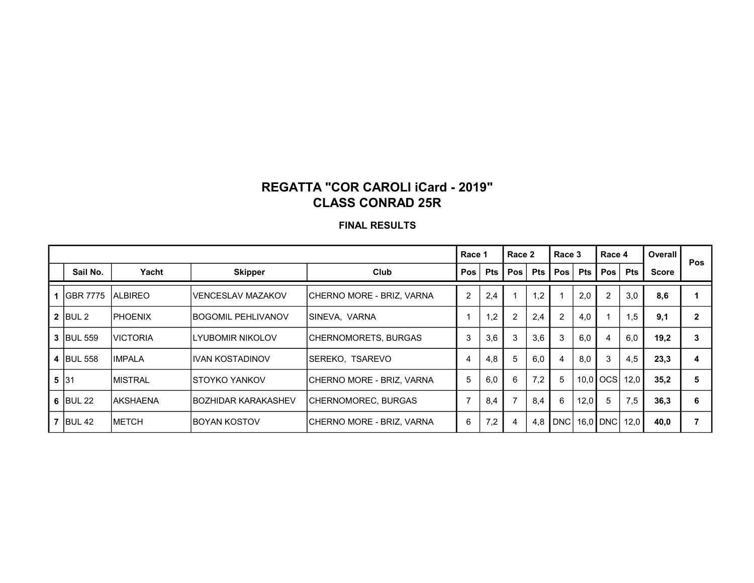# REGATTA "COR CAROLI iCard - 2019"
## CLASS CONRAD 25R

### FINAL RESULTS

| | | | | | Race 1 | | Race 2 | | Race 3 | | Race 4 | | Overall | Pos |
|---|---|---|---|---|---|---|---|---|---|---|---|---|---|---|
| | Sail No. | Yacht | Skipper | Club | Pos | Pts | Pos | Pts | Pos | Pts | Pos | Pts | Score | |
| 1 | GBR 7775 | ALBIREO | VENCESLAV MAZAKOV | CHERNO MORE - BRIZ, VARNA | 2 | 2,4 | 1 | 1,2 | 1 | 2,0 | 2 | 3,0 | **8,6** | **1** |
| 2 | BUL 2 | PHOENIX | BOGOMIL PEHLIVANOV | SINEVA, VARNA | 1 | 1,2 | 2 | 2,4 | 2 | 4,0 | 1 | 1,5 | **9,1** | **2** |
| 3 | BUL 559 | VICTORIA | LYUBOMIR NIKOLOV | CHERNOMORETS, BURGAS | 3 | 3,6 | 3 | 3,6 | 3 | 6,0 | 4 | 6,0 | **19,2** | **3** |
| 4 | BUL 558 | IMPALA | IVAN KOSTADINOV | SEREKO, TSAREVO | 4 | 4,8 | 5 | 6,0 | 4 | 8,0 | 3 | 4,5 | **23,3** | **4** |
| 5 | 31 | MISTRAL | STOYKO YANKOV | CHERNO MORE - BRIZ, VARNA | 5 | 6,0 | 6 | 7,2 | 5 | 10,0 | OCS | 12,0 | **35,2** | **5** |
| 6 | BUL 22 | AKSHAENA | BOZHIDAR KARAKASHEV | CHERNOMOREC, BURGAS | 7 | 8,4 | 7 | 8,4 | 6 | 12,0 | 5 | 7,5 | **36,3** | **6** |
| 7 | BUL 42 | METCH | BOYAN KOSTOV | CHERNO MORE - BRIZ, VARNA | 6 | 7,2 | 4 | 4,8 | DNC | 16,0 | DNC | 12,0 | **40,0** | **7** |